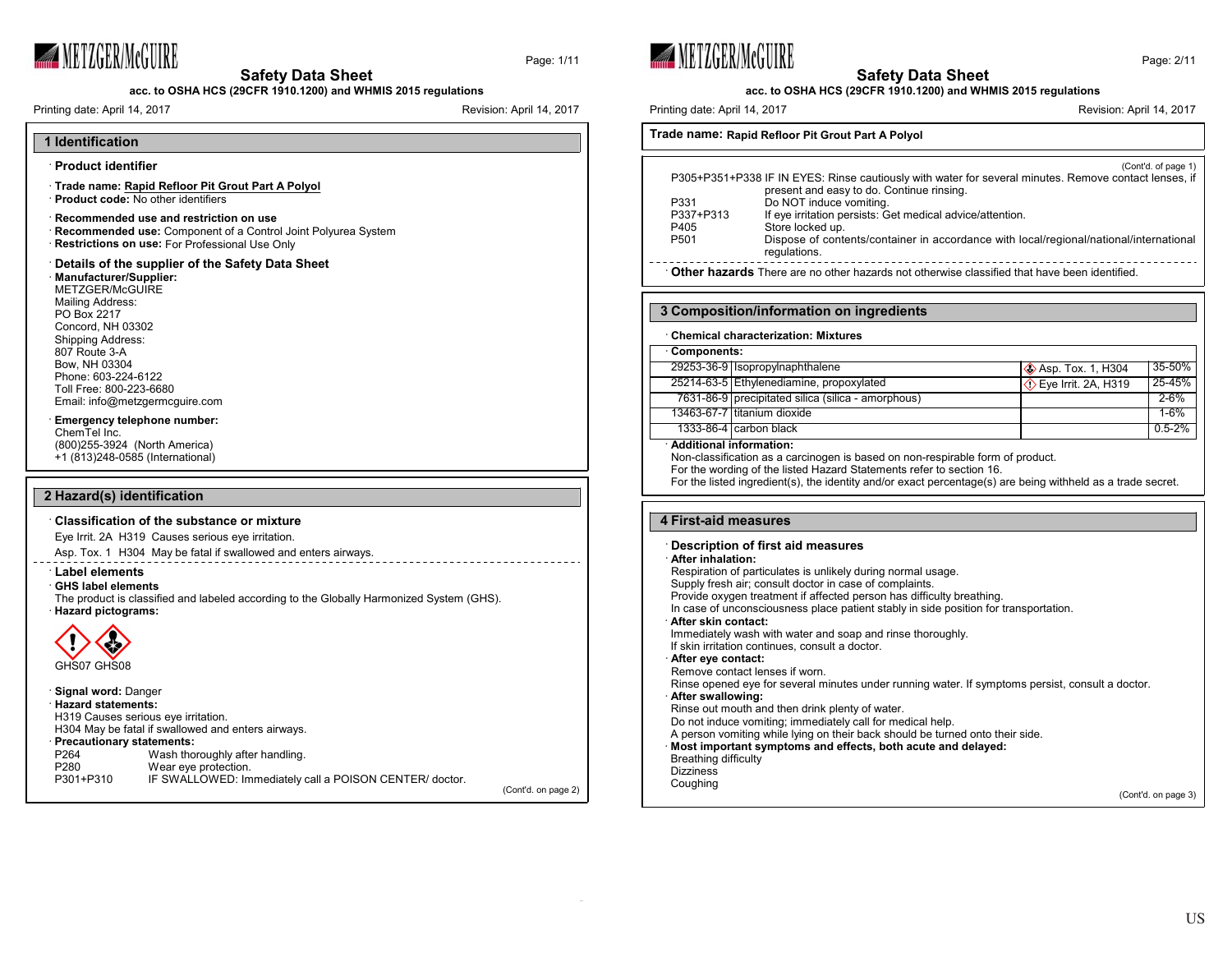**Safety Data Sheet**

**acc. to OSHA HCS (29CFR 1910.1200) and WHMIS 2015 regulations**

Printing date: April 14, 2017 — Revision: April 14, 2017

## 1 Identification

· **Product identifier**

· **Trade name: Rapid Refloor Pit Grout Part A Polyol**
· **Product code:** No other identifiers

· **Recommended use and restriction on use**
· **Recommended use:** Component of a Control Joint Polyurea System
· **Restrictions on use:** For Professional Use Only

· **Details of the supplier of the Safety Data Sheet**
· **Manufacturer/Supplier:**
METZGER/McGUIRE
Mailing Address:
PO Box 2217
Concord, NH 03302
Shipping Address:
807 Route 3-A
Bow, NH 03304
Phone: 603-224-6122
Toll Free: 800-223-6680
Email: info@metzgermcguire.com

· **Emergency telephone number:**
ChemTel Inc.
(800)255-3924 (North America)
+1 (813)248-0585 (International)

## 2 Hazard(s) identification

· **Classification of the substance or mixture**
Eye Irrit. 2A H319 Causes serious eye irritation.
Asp. Tox. 1 H304 May be fatal if swallowed and enters airways.

· **Label elements**
· **GHS label elements**
The product is classified and labeled according to the Globally Harmonized System (GHS).
· **Hazard pictograms:**

GHS07 GHS08

· **Signal word:** Danger
· **Hazard statements:**
H319 Causes serious eye irritation.
H304 May be fatal if swallowed and enters airways.
· **Precautionary statements:**

| | |
|---|---|
| P264 | Wash thoroughly after handling. |
| P280 | Wear eye protection. |
| P301+P310 | IF SWALLOWED: Immediately call a POISON CENTER/ doctor. |

(Cont'd. on page 2)

**Trade name: Rapid Refloor Pit Grout Part A Polyol**

(Cont'd. of page 1)

| | |
|---|---|
| P305+P351+P338 | IF IN EYES: Rinse cautiously with water for several minutes. Remove contact lenses, if present and easy to do. Continue rinsing. |
| P331 | Do NOT induce vomiting. |
| P337+P313 | If eye irritation persists: Get medical advice/attention. |
| P405 | Store locked up. |
| P501 | Dispose of contents/container in accordance with local/regional/national/international regulations. |

· **Other hazards** There are no other hazards not otherwise classified that have been identified.

## 3 Composition/information on ingredients

· **Chemical characterization: Mixtures**

· **Components:**

| CAS | Name | Classification | % |
|---|---|---|---|
| 29253-36-9 | Isopropylnaphthalene | Asp. Tox. 1, H304 | 35-50% |
| 25214-63-5 | Ethylenediamine, propoxylated | Eye Irrit. 2A, H319 | 25-45% |
| 7631-86-9 | precipitated silica (silica - amorphous) | | 2-6% |
| 13463-67-7 | titanium dioxide | | 1-6% |
| 1333-86-4 | carbon black | | 0.5-2% |

· **Additional information:**
Non-classification as a carcinogen is based on non-respirable form of product.
For the wording of the listed Hazard Statements refer to section 16.
For the listed ingredient(s), the identity and/or exact percentage(s) are being withheld as a trade secret.

## 4 First-aid measures

· **Description of first aid measures**
· **After inhalation:**
Respiration of particulates is unlikely during normal usage.
Supply fresh air; consult doctor in case of complaints.
Provide oxygen treatment if affected person has difficulty breathing.
In case of unconsciousness place patient stably in side position for transportation.
· **After skin contact:**
Immediately wash with water and soap and rinse thoroughly.
If skin irritation continues, consult a doctor.
· **After eye contact:**
Remove contact lenses if worn.
Rinse opened eye for several minutes under running water. If symptoms persist, consult a doctor.
· **After swallowing:**
Rinse out mouth and then drink plenty of water.
Do not induce vomiting; immediately call for medical help.
A person vomiting while lying on their back should be turned onto their side.
· **Most important symptoms and effects, both acute and delayed:**
Breathing difficulty
Dizziness
Coughing

(Cont'd. on page 3)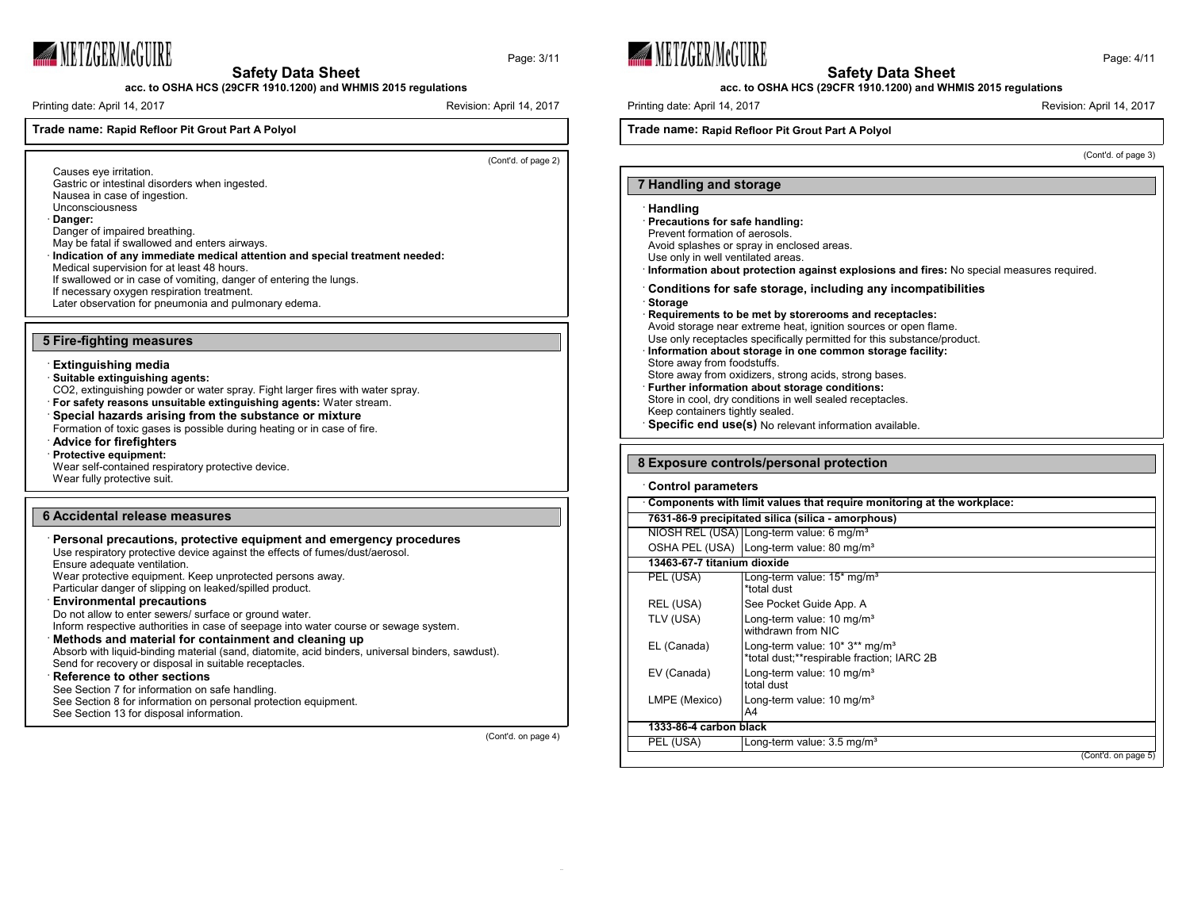Causes eye irritation.
Gastric or intestinal disorders when ingested.
Nausea in case of ingestion.
Unconsciousness

· **Danger:**
Danger of impaired breathing.
May be fatal if swallowed and enters airways.

· **Indication of any immediate medical attention and special treatment needed:**
Medical supervision for at least 48 hours.
If swallowed or in case of vomiting, danger of entering the lungs.
If necessary oxygen respiration treatment.
Later observation for pneumonia and pulmonary edema.

## 5 Fire-fighting measures

### · Extinguishing media

· **Suitable extinguishing agents:**
$CO_2$, extinguishing powder or water spray. Fight larger fires with water spray.

· **For safety reasons unsuitable extinguishing agents:** Water stream.

### · Special hazards arising from the substance or mixture

Formation of toxic gases is possible during heating or in case of fire.

### · Advice for firefighters

· **Protective equipment:**
Wear self-contained respiratory protective device.
Wear fully protective suit.

## 6 Accidental release measures

### · Personal precautions, protective equipment and emergency procedures

Use respiratory protective device against the effects of fumes/dust/aerosol.
Ensure adequate ventilation.
Wear protective equipment. Keep unprotected persons away.
Particular danger of slipping on leaked/spilled product.

### · Environmental precautions

Do not allow to enter sewers/ surface or ground water.
Inform respective authorities in case of seepage into water course or sewage system.

### · Methods and material for containment and cleaning up

Absorb with liquid-binding material (sand, diatomite, acid binders, universal binders, sawdust).
Send for recovery or disposal in suitable receptacles.

### · Reference to other sections

See Section 7 for information on safe handling.
See Section 8 for information on personal protection equipment.
See Section 13 for disposal information.

## 7 Handling and storage

### · Handling

· **Precautions for safe handling:**
Prevent formation of aerosols.
Avoid splashes or spray in enclosed areas.
Use only in well ventilated areas.

· **Information about protection against explosions and fires:** No special measures required.

### · Conditions for safe storage, including any incompatibilities

· **Storage**

· **Requirements to be met by storerooms and receptacles:**
Avoid storage near extreme heat, ignition sources or open flame.
Use only receptacles specifically permitted for this substance/product.

· **Information about storage in one common storage facility:**
Store away from foodstuffs.
Store away from oxidizers, strong acids, strong bases.

· **Further information about storage conditions:**
Store in cool, dry conditions in well sealed receptacles.
Keep containers tightly sealed.

· **Specific end use(s)** No relevant information available.

## 8 Exposure controls/personal protection

### · Control parameters

· **Components with limit values that require monitoring at the workplace:**

| | |
|---|---|
| **7631-86-9 precipitated silica (silica - amorphous)** | |
| NIOSH REL (USA) | Long-term value: 6 mg/m³ |
| OSHA PEL (USA) | Long-term value: 80 mg/m³ |
| **13463-67-7 titanium dioxide** | |
| PEL (USA) | Long-term value: 15* mg/m³<br>*total dust |
| REL (USA) | See Pocket Guide App. A |
| TLV (USA) | Long-term value: 10 mg/m³<br>withdrawn from NIC |
| EL (Canada) | Long-term value: 10* 3** mg/m³<br>*total dust;**respirable fraction; IARC 2B |
| EV (Canada) | Long-term value: 10 mg/m³<br>total dust |
| LMPE (Mexico) | Long-term value: 10 mg/m³<br>A4 |
| **1333-86-4 carbon black** | |
| PEL (USA) | Long-term value: 3.5 mg/m³ |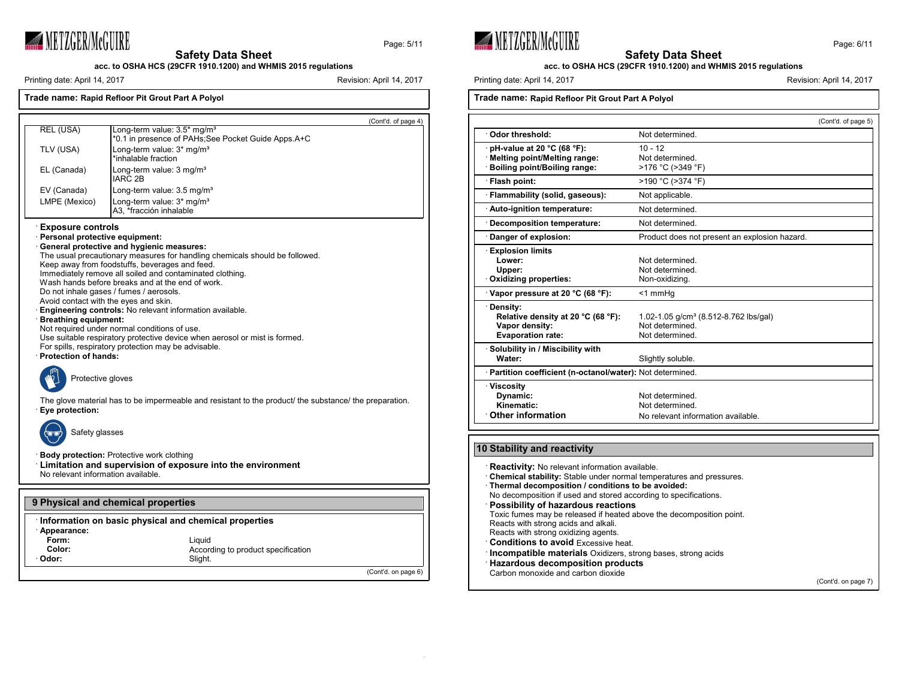**Trade name: Rapid Refloor Pit Grout Part A Polyol**

(Cont'd. of page 4)

| | |
|---|---|
| REL (USA) | Long-term value: 3.5* mg/m³<br>*0.1 in presence of PAHs;See Pocket Guide Apps.A+C |
| TLV (USA) | Long-term value: 3* mg/m³<br>*inhalable fraction |
| EL (Canada) | Long-term value: 3 mg/m³<br>IARC 2B |
| EV (Canada) | Long-term value: 3.5 mg/m³ |
| LMPE (Mexico) | Long-term value: 3* mg/m³<br>A3, *fracción inhalable |

· **Exposure controls**
· **Personal protective equipment:**
· **General protective and hygienic measures:**
The usual precautionary measures for handling chemicals should be followed.
Keep away from foodstuffs, beverages and feed.
Immediately remove all soiled and contaminated clothing.
Wash hands before breaks and at the end of work.
Do not inhale gases / fumes / aerosols.
Avoid contact with the eyes and skin.
· **Engineering controls:** No relevant information available.
· **Breathing equipment:**
Not required under normal conditions of use.
Use suitable respiratory protective device when aerosol or mist is formed.
For spills, respiratory protection may be advisable.
· **Protection of hands:**

Protective gloves

The glove material has to be impermeable and resistant to the product/ the substance/ the preparation.
· **Eye protection:**

Safety glasses

· **Body protection:** Protective work clothing
· **Limitation and supervision of exposure into the environment**
No relevant information available.

## 9 Physical and chemical properties

· **Information on basic physical and chemical properties**

| | |
|---|---|
| · **Appearance:** | |
| **Form:** | Liquid |
| **Color:** | According to product specification |
| · **Odor:** | Slight. |

(Cont'd. on page 6)

(Cont'd. of page 5)

| | |
|---|---|
| · **Odor threshold:** | Not determined. |
| · **pH-value at 20 °C (68 °F):** | 10 - 12 |
| · **Melting point/Melting range:** | Not determined. |
| · **Boiling point/Boiling range:** | >176 °C (>349 °F) |
| · **Flash point:** | >190 °C (>374 °F) |
| · **Flammability (solid, gaseous):** | Not applicable. |
| · **Auto-ignition temperature:** | Not determined. |
| · **Decomposition temperature:** | Not determined. |
| · **Danger of explosion:** | Product does not present an explosion hazard. |
| · **Explosion limits** | |
| **Lower:** | Not determined. |
| **Upper:** | Not determined. |
| · **Oxidizing properties:** | Non-oxidizing. |
| · **Vapor pressure at 20 °C (68 °F):** | <1 mmHg |
| · **Density:** | |
| **Relative density at 20 °C (68 °F):** | 1.02-1.05 g/cm³ (8.512-8.762 lbs/gal) |
| **Vapor density:** | Not determined. |
| **Evaporation rate:** | Not determined. |
| · **Solubility in / Miscibility with** | |
| **Water:** | Slightly soluble. |
| · **Partition coefficient (n-octanol/water):** | Not determined. |
| · **Viscosity** | |
| **Dynamic:** | Not determined. |
| **Kinematic:** | Not determined. |
| · **Other information** | No relevant information available. |

## 10 Stability and reactivity

· **Reactivity:** No relevant information available.
· **Chemical stability:** Stable under normal temperatures and pressures.
· **Thermal decomposition / conditions to be avoided:**
No decomposition if used and stored according to specifications.
· **Possibility of hazardous reactions**
Toxic fumes may be released if heated above the decomposition point.
Reacts with strong acids and alkali.
Reacts with strong oxidizing agents.
· **Conditions to avoid** Excessive heat.
· **Incompatible materials** Oxidizers, strong bases, strong acids
· **Hazardous decomposition products**
Carbon monoxide and carbon dioxide

(Cont'd. on page 7)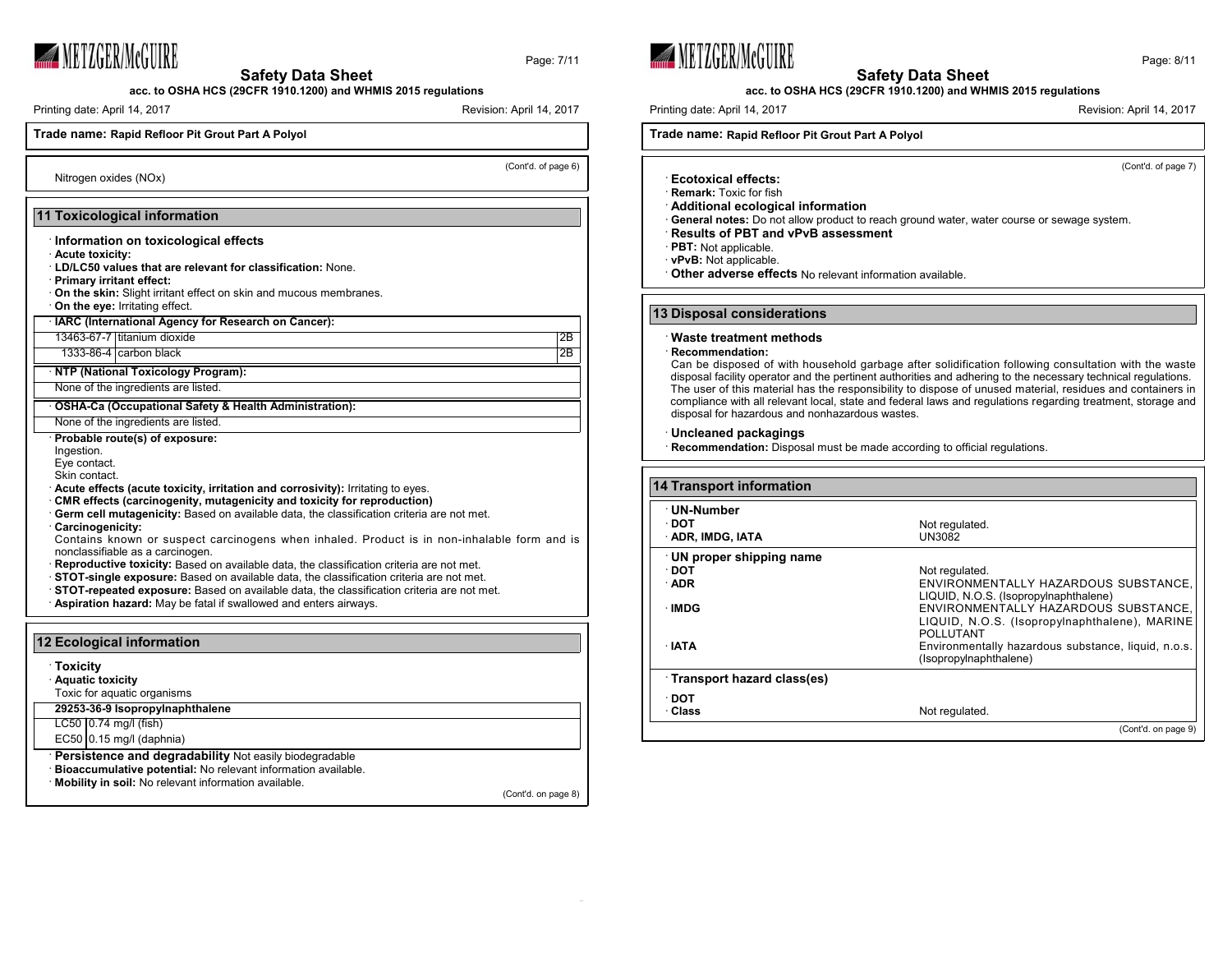Trade name: **Rapid Refloor Pit Grout Part A Polyol**

(Cont'd. of page 6)

Nitrogen oxides (NOx)

## 11 Toxicological information

· **Information on toxicological effects**
· **Acute toxicity:**
· **LD/LC50 values that are relevant for classification:** None.
· **Primary irritant effect:**
· **On the skin:** Slight irritant effect on skin and mucous membranes.
· **On the eye:** Irritating effect.

· **IARC (International Agency for Research on Cancer):**

| | | |
|---|---|---|
| 13463-67-7 | titanium dioxide | 2B |
| 1333-86-4 | carbon black | 2B |

· **NTP (National Toxicology Program):**

None of the ingredients are listed.

· **OSHA-Ca (Occupational Safety & Health Administration):**

None of the ingredients are listed.

· **Probable route(s) of exposure:**
Ingestion.
Eye contact.
Skin contact.
· **Acute effects (acute toxicity, irritation and corrosivity):** Irritating to eyes.
· **CMR effects (carcinogenity, mutagenicity and toxicity for reproduction)**
· **Germ cell mutagenicity:** Based on available data, the classification criteria are not met.
· **Carcinogenicity:**
Contains known or suspect carcinogens when inhaled. Product is in non-inhalable form and is nonclassifiable as a carcinogen.
· **Reproductive toxicity:** Based on available data, the classification criteria are not met.
· **STOT-single exposure:** Based on available data, the classification criteria are not met.
· **STOT-repeated exposure:** Based on available data, the classification criteria are not met.
· **Aspiration hazard:** May be fatal if swallowed and enters airways.

## 12 Ecological information

· **Toxicity**
· **Aquatic toxicity**
Toxic for aquatic organisms

| **29253-36-9 Isopropylnaphthalene** | |
|---|---|
| LC50 | 0.74 mg/l (fish) |
| EC50 | 0.15 mg/l (daphnia) |

· **Persistence and degradability** Not easily biodegradable
· **Bioaccumulative potential:** No relevant information available.
· **Mobility in soil:** No relevant information available.

(Cont'd. on page 8)

(Cont'd. of page 7)

· **Ecotoxical effects:**
· **Remark:** Toxic for fish
· **Additional ecological information**
· **General notes:** Do not allow product to reach ground water, water course or sewage system.
· **Results of PBT and vPvB assessment**
· **PBT:** Not applicable.
· **vPvB:** Not applicable.
· **Other adverse effects** No relevant information available.

## 13 Disposal considerations

· **Waste treatment methods**
· **Recommendation:**
Can be disposed of with household garbage after solidification following consultation with the waste disposal facility operator and the pertinent authorities and adhering to the necessary technical regulations. The user of this material has the responsibility to dispose of unused material, residues and containers in compliance with all relevant local, state and federal laws and regulations regarding treatment, storage and disposal for hazardous and nonhazardous wastes.

· **Uncleaned packagings**
· **Recommendation:** Disposal must be made according to official regulations.

## 14 Transport information

| | |
|---|---|
| · **UN-Number** | |
| · **DOT** | Not regulated. |
| · **ADR, IMDG, IATA** | UN3082 |
| · **UN proper shipping name** | |
| · **DOT** | Not regulated. |
| · **ADR** | ENVIRONMENTALLY HAZARDOUS SUBSTANCE, LIQUID, N.O.S. (Isopropylnaphthalene) |
| · **IMDG** | ENVIRONMENTALLY HAZARDOUS SUBSTANCE, LIQUID, N.O.S. (Isopropylnaphthalene), MARINE POLLUTANT |
| · **IATA** | Environmentally hazardous substance, liquid, n.o.s. (Isopropylnaphthalene) |
| · **Transport hazard class(es)** | |
| · **DOT** | |
| · **Class** | Not regulated. |

(Cont'd. on page 9)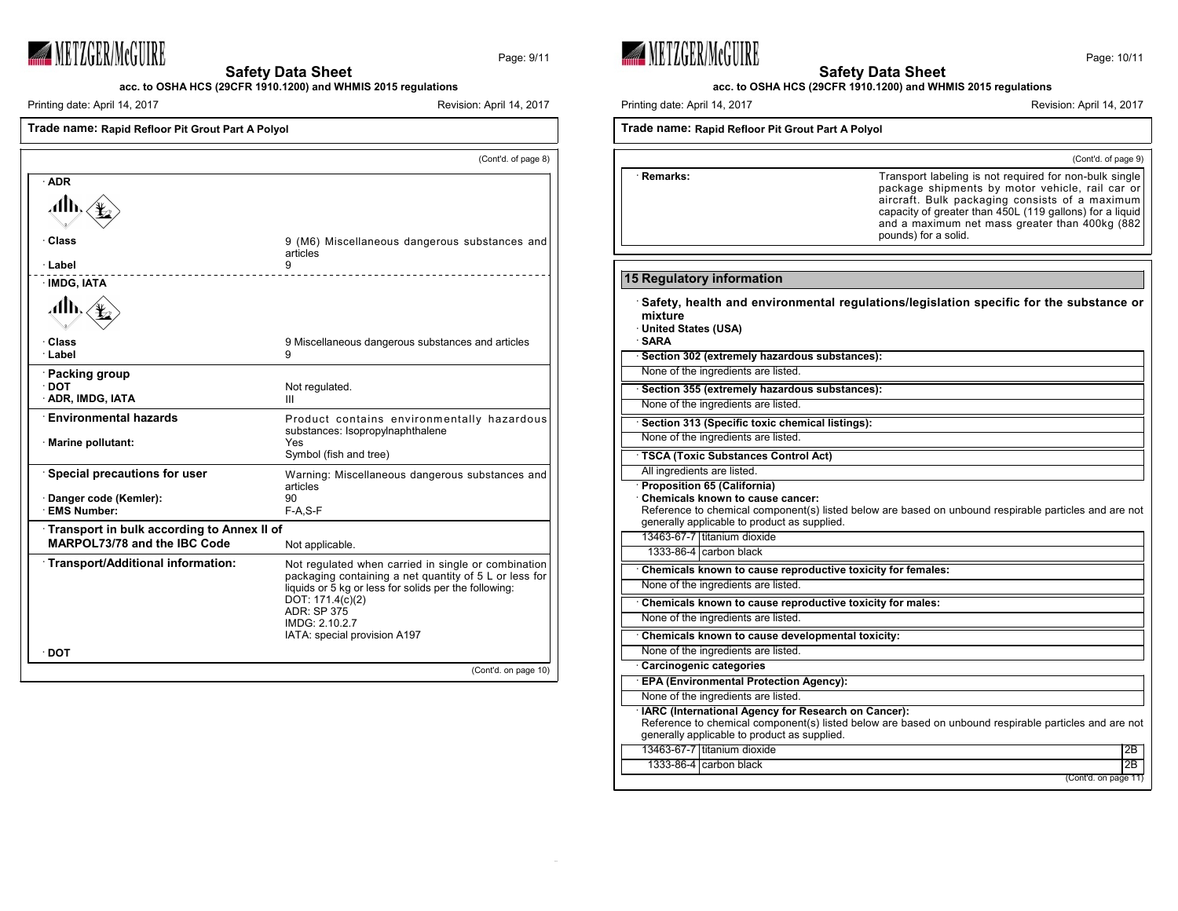**Trade name: Rapid Refloor Pit Grout Part A Polyol**

(Cont'd. of page 8)

· **ADR**

| | |
|---|---|
| · **Class** | 9 (M6) Miscellaneous dangerous substances and articles |
| · **Label** | 9 |

· **IMDG, IATA**

| | |
|---|---|
| · **Class** | 9 Miscellaneous dangerous substances and articles |
| · **Label** | 9 |

| | |
|---|---|
| · **Packing group** | |
| · **DOT** | Not regulated. |
| · **ADR, IMDG, IATA** | III |
| · **Environmental hazards** | Product contains environmentally hazardous substances: Isopropylnaphthalene |
| · **Marine pollutant:** | Yes<br>Symbol (fish and tree) |
| · **Special precautions for user** | Warning: Miscellaneous dangerous substances and articles |
| · **Danger code (Kemler):** | 90 |
| · **EMS Number:** | F-A,S-F |
| · **Transport in bulk according to Annex II of MARPOL73/78 and the IBC Code** | Not applicable. |
| · **Transport/Additional information:** | Not regulated when carried in single or combination packaging containing a net quantity of 5 L or less for liquids or 5 kg or less for solids per the following:<br>DOT: 171.4(c)(2)<br>ADR: SP 375<br>IMDG: 2.10.2.7<br>IATA: special provision A197 |
| · **DOT** | |

(Cont'd. on page 10)

**Trade name: Rapid Refloor Pit Grout Part A Polyol**

(Cont'd. of page 9)

| | |
|---|---|
| · **Remarks:** | Transport labeling is not required for non-bulk single package shipments by motor vehicle, rail car or aircraft. Bulk packaging consists of a maximum capacity of greater than 450L (119 gallons) for a liquid and a maximum net mass greater than 400kg (882 pounds) for a solid. |

## 15 Regulatory information

· **Safety, health and environmental regulations/legislation specific for the substance or mixture**

· **United States (USA)**

· **SARA**

· **Section 302 (extremely hazardous substances):**

None of the ingredients are listed.

· **Section 355 (extremely hazardous substances):**

None of the ingredients are listed.

· **Section 313 (Specific toxic chemical listings):**

None of the ingredients are listed.

· **TSCA (Toxic Substances Control Act)**

All ingredients are listed.

· **Proposition 65 (California)**

· **Chemicals known to cause cancer:**

Reference to chemical component(s) listed below are based on unbound respirable particles and are not generally applicable to product as supplied.

| | |
|---|---|
| 13463-67-7 | titanium dioxide |
| 1333-86-4 | carbon black |

· **Chemicals known to cause reproductive toxicity for females:**

None of the ingredients are listed.

· **Chemicals known to cause reproductive toxicity for males:**

None of the ingredients are listed.

· **Chemicals known to cause developmental toxicity:**

None of the ingredients are listed.

· **Carcinogenic categories**

· **EPA (Environmental Protection Agency):**

None of the ingredients are listed.

· **IARC (International Agency for Research on Cancer):**

Reference to chemical component(s) listed below are based on unbound respirable particles and are not generally applicable to product as supplied.

| | | |
|---|---|---|
| 13463-67-7 | titanium dioxide | 2B |
| 1333-86-4 | carbon black | 2B |

(Cont'd. on page 11)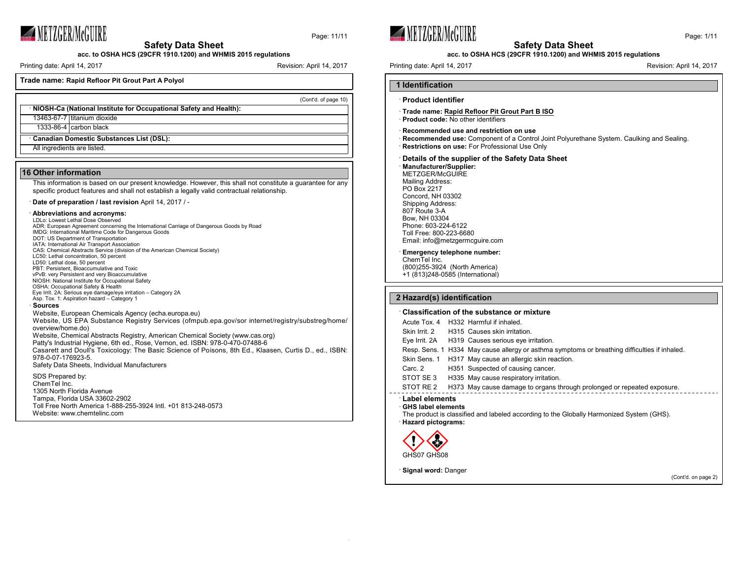**Trade name: Rapid Refloor Pit Grout Part A Polyol**

(Cont'd. of page 10)

· **NIOSH-Ca (National Institute for Occupational Safety and Health):**

| | |
|---|---|
| 13463-67-7 | titanium dioxide |
| 1333-86-4 | carbon black |

· **Canadian Domestic Substances List (DSL):**

All ingredients are listed.

## 16 Other information

This information is based on our present knowledge. However, this shall not constitute a guarantee for any specific product features and shall not establish a legally valid contractual relationship.

· **Date of preparation / last revision** April 14, 2017 / -

· **Abbreviations and acronyms:**

LDLo: Lowest Lethal Dose Observed
ADR: European Agreement concerning the International Carriage of Dangerous Goods by Road
IMDG: International Maritime Code for Dangerous Goods
DOT: US Department of Transportation
IATA: International Air Transport Association
CAS: Chemical Abstracts Service (division of the American Chemical Society)
LC50: Lethal concentration, 50 percent
LD50: Lethal dose, 50 percent
PBT: Persistent, Bioaccumulative and Toxic
vPvB: very Persistent and very Bioaccumulative
NIOSH: National Institute for Occupational Safety
OSHA: Occupational Safety & Health
Eye Irrit. 2A: Serious eye damage/eye irritation – Category 2A
Asp. Tox. 1: Aspiration hazard – Category 1

· **Sources**

Website, European Chemicals Agency (echa.europa.eu)
Website, US EPA Substance Registry Services (ofmpub.epa.gov/sor internet/registry/substreg/home/overview/home.do)
Website, Chemical Abstracts Registry, American Chemical Society (www.cas.org)
Patty's Industrial Hygiene, 6th ed., Rose, Vernon, ed. ISBN: 978-0-470-07488-6
Casarett and Doull's Toxicology: The Basic Science of Poisons, 8th Ed., Klaasen, Curtis D., ed., ISBN: 978-0-07-176923-5.
Safety Data Sheets, Individual Manufacturers

SDS Prepared by:
ChemTel Inc.
1305 North Florida Avenue
Tampa, Florida USA 33602-2902
Toll Free North America 1-888-255-3924 Intl. +01 813-248-0573
Website: www.chemtelinc.com

# Safety Data Sheet

**acc. to OSHA HCS (29CFR 1910.1200) and WHMIS 2015 regulations**

Printing date: April 14, 2017 | Revision: April 14, 2017

## 1 Identification

· **Product identifier**

· **Trade name: Rapid Refloor Pit Grout Part B ISO**

· **Product code:** No other identifiers

· **Recommended use and restriction on use**

· **Recommended use:** Component of a Control Joint Polyurethane System. Caulking and Sealing.

· **Restrictions on use:** For Professional Use Only

· **Details of the supplier of the Safety Data Sheet**

· **Manufacturer/Supplier:**

METZGER/McGUIRE
Mailing Address:
PO Box 2217
Concord, NH 03302
Shipping Address:
807 Route 3-A
Bow, NH 03304
Phone: 603-224-6122
Toll Free: 800-223-6680
Email: info@metzgermcguire.com

· **Emergency telephone number:**

ChemTel Inc.
(800)255-3924 (North America)
+1 (813)248-0585 (International)

## 2 Hazard(s) identification

· **Classification of the substance or mixture**

| | | |
|---|---|---|
| Acute Tox. 4 | H332 | Harmful if inhaled. |
| Skin Irrit. 2 | H315 | Causes skin irritation. |
| Eye Irrit. 2A | H319 | Causes serious eye irritation. |
| Resp. Sens. 1 | H334 | May cause allergy or asthma symptoms or breathing difficulties if inhaled. |
| Skin Sens. 1 | H317 | May cause an allergic skin reaction. |
| Carc. 2 | H351 | Suspected of causing cancer. |
| STOT SE 3 | H335 | May cause respiratory irritation. |
| STOT RE 2 | H373 | May cause damage to organs through prolonged or repeated exposure. |

· **Label elements**

· **GHS label elements**

The product is classified and labeled according to the Globally Harmonized System (GHS).

· **Hazard pictograms:**

GHS07 GHS08

· **Signal word:** Danger

(Cont'd. on page 2)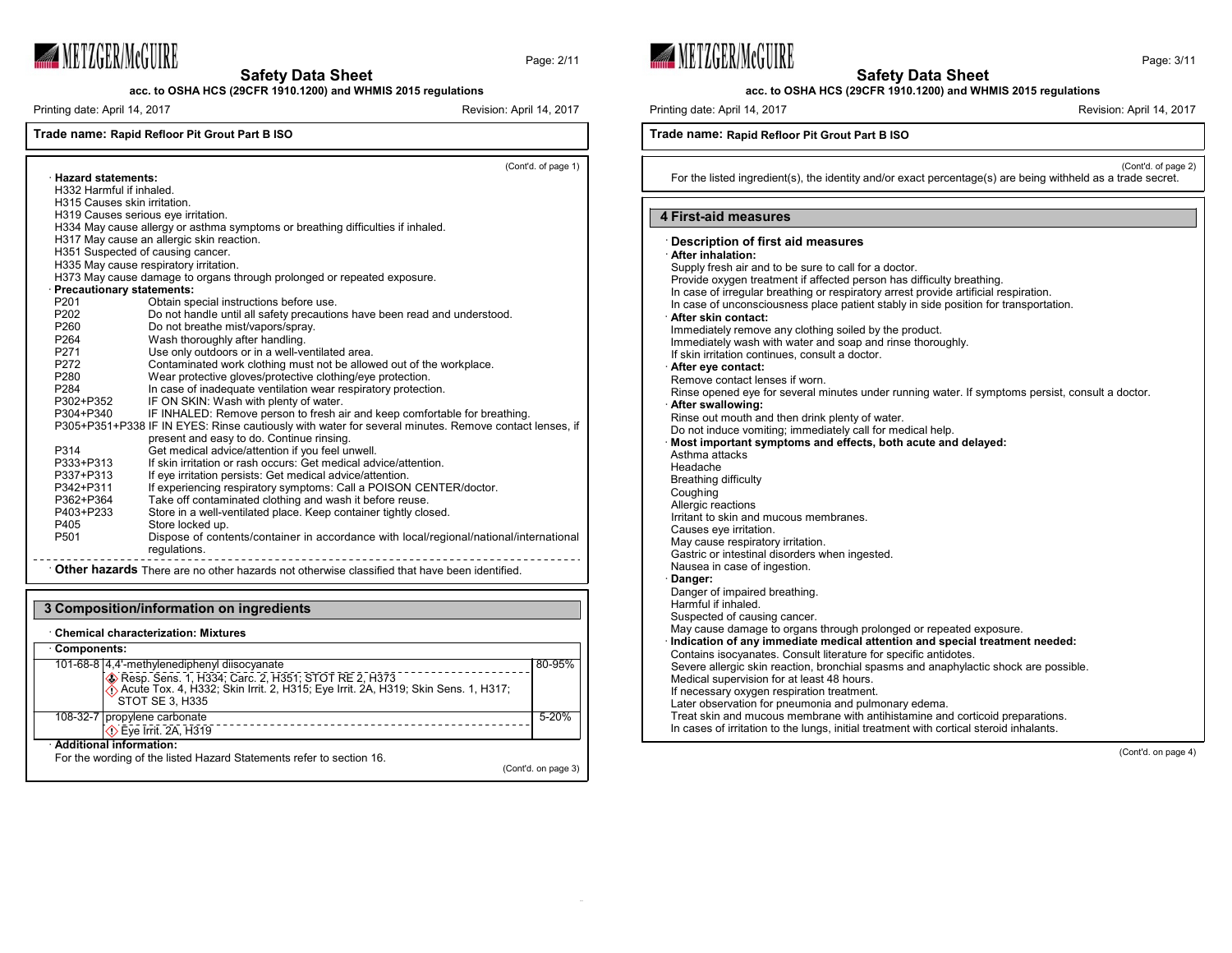**Trade name: Rapid Refloor Pit Grout Part B ISO**

(Cont'd. of page 1)

· **Hazard statements:**
H332 Harmful if inhaled.
H315 Causes skin irritation.
H319 Causes serious eye irritation.
H334 May cause allergy or asthma symptoms or breathing difficulties if inhaled.
H317 May cause an allergic skin reaction.
H351 Suspected of causing cancer.
H335 May cause respiratory irritation.
H373 May cause damage to organs through prolonged or repeated exposure.

· **Precautionary statements:**

| | |
|---|---|
| P201 | Obtain special instructions before use. |
| P202 | Do not handle until all safety precautions have been read and understood. |
| P260 | Do not breathe mist/vapors/spray. |
| P264 | Wash thoroughly after handling. |
| P271 | Use only outdoors or in a well-ventilated area. |
| P272 | Contaminated work clothing must not be allowed out of the workplace. |
| P280 | Wear protective gloves/protective clothing/eye protection. |
| P284 | In case of inadequate ventilation wear respiratory protection. |
| P302+P352 | IF ON SKIN: Wash with plenty of water. |
| P304+P340 | IF INHALED: Remove person to fresh air and keep comfortable for breathing. |
| P305+P351+P338 | IF IN EYES: Rinse cautiously with water for several minutes. Remove contact lenses, if present and easy to do. Continue rinsing. |
| P314 | Get medical advice/attention if you feel unwell. |
| P333+P313 | If skin irritation or rash occurs: Get medical advice/attention. |
| P337+P313 | If eye irritation persists: Get medical advice/attention. |
| P342+P311 | If experiencing respiratory symptoms: Call a POISON CENTER/doctor. |
| P362+P364 | Take off contaminated clothing and wash it before reuse. |
| P403+P233 | Store in a well-ventilated place. Keep container tightly closed. |
| P405 | Store locked up. |
| P501 | Dispose of contents/container in accordance with local/regional/national/international regulations. |

· **Other hazards** There are no other hazards not otherwise classified that have been identified.

## 3 Composition/information on ingredients

· **Chemical characterization: Mixtures**

· **Components:**

| CAS | Component | % |
|---|---|---|
| 101-68-8 | 4,4'-methylenediphenyl diisocyanate<br>Resp. Sens. 1, H334; Carc. 2, H351; STOT RE 2, H373<br>Acute Tox. 4, H332; Skin Irrit. 2, H315; Eye Irrit. 2A, H319; Skin Sens. 1, H317; STOT SE 3, H335 | 80-95% |
| 108-32-7 | propylene carbonate<br>Eye Irrit. 2A, H319 | 5-20% |

· **Additional information:**
For the wording of the listed Hazard Statements refer to section 16.

(Cont'd. on page 3)

(Cont'd. of page 2)

For the listed ingredient(s), the identity and/or exact percentage(s) are being withheld as a trade secret.

## 4 First-aid measures

· **Description of first aid measures**

· **After inhalation:**
Supply fresh air and to be sure to call for a doctor.
Provide oxygen treatment if affected person has difficulty breathing.
In case of irregular breathing or respiratory arrest provide artificial respiration.
In case of unconsciousness place patient stably in side position for transportation.

· **After skin contact:**
Immediately remove any clothing soiled by the product.
Immediately wash with water and soap and rinse thoroughly.
If skin irritation continues, consult a doctor.

· **After eye contact:**
Remove contact lenses if worn.
Rinse opened eye for several minutes under running water. If symptoms persist, consult a doctor.

· **After swallowing:**
Rinse out mouth and then drink plenty of water.
Do not induce vomiting; immediately call for medical help.

· **Most important symptoms and effects, both acute and delayed:**
Asthma attacks
Headache
Breathing difficulty
Coughing
Allergic reactions
Irritant to skin and mucous membranes.
Causes eye irritation.
May cause respiratory irritation.
Gastric or intestinal disorders when ingested.
Nausea in case of ingestion.

· **Danger:**
Danger of impaired breathing.
Harmful if inhaled.
Suspected of causing cancer.
May cause damage to organs through prolonged or repeated exposure.

· **Indication of any immediate medical attention and special treatment needed:**
Contains isocyanates. Consult literature for specific antidotes.
Severe allergic skin reaction, bronchial spasms and anaphylactic shock are possible.
Medical supervision for at least 48 hours.
If necessary oxygen respiration treatment.
Later observation for pneumonia and pulmonary edema.
Treat skin and mucous membrane with antihistamine and corticoid preparations.
In cases of irritation to the lungs, initial treatment with cortical steroid inhalants.

(Cont'd. on page 4)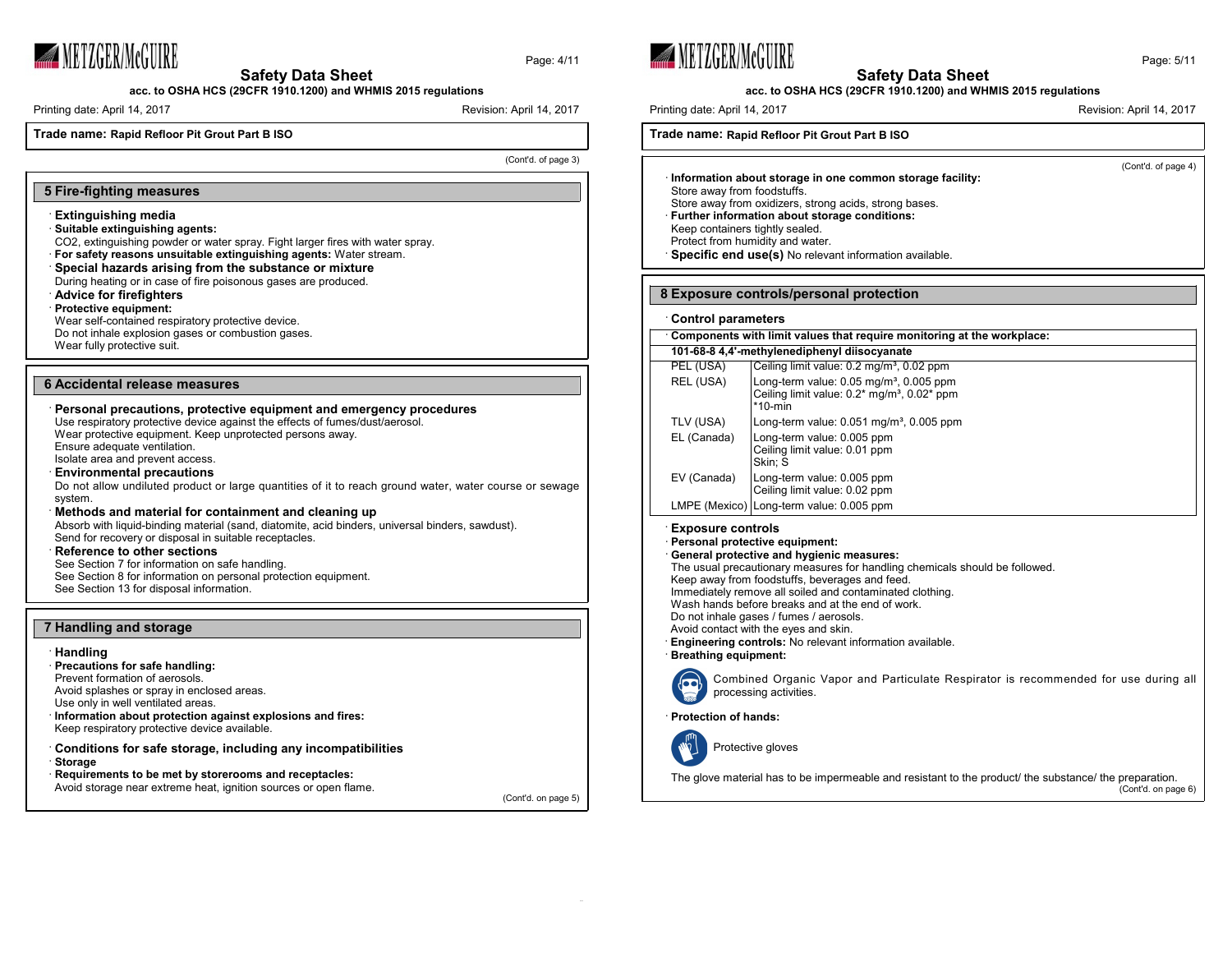Trade name: **Rapid Refloor Pit Grout Part B ISO**

(Cont'd. of page 3)

## 5 Fire-fighting measures

· **Extinguishing media**
· **Suitable extinguishing agents:**
$CO_2$, extinguishing powder or water spray. Fight larger fires with water spray.
· **For safety reasons unsuitable extinguishing agents:** Water stream.
· **Special hazards arising from the substance or mixture**
During heating or in case of fire poisonous gases are produced.
· **Advice for firefighters**
· **Protective equipment:**
Wear self-contained respiratory protective device.
Do not inhale explosion gases or combustion gases.
Wear fully protective suit.

## 6 Accidental release measures

· **Personal precautions, protective equipment and emergency procedures**
Use respiratory protective device against the effects of fumes/dust/aerosol.
Wear protective equipment. Keep unprotected persons away.
Ensure adequate ventilation.
Isolate area and prevent access.
· **Environmental precautions**
Do not allow undiluted product or large quantities of it to reach ground water, water course or sewage system.
· **Methods and material for containment and cleaning up**
Absorb with liquid-binding material (sand, diatomite, acid binders, universal binders, sawdust).
Send for recovery or disposal in suitable receptacles.
· **Reference to other sections**
See Section 7 for information on safe handling.
See Section 8 for information on personal protection equipment.
See Section 13 for disposal information.

## 7 Handling and storage

· **Handling**
· **Precautions for safe handling:**
Prevent formation of aerosols.
Avoid splashes or spray in enclosed areas.
Use only in well ventilated areas.
· **Information about protection against explosions and fires:**
Keep respiratory protective device available.

· **Conditions for safe storage, including any incompatibilities**
· **Storage**
· **Requirements to be met by storerooms and receptacles:**
Avoid storage near extreme heat, ignition sources or open flame.

(Cont'd. on page 5)

Trade name: **Rapid Refloor Pit Grout Part B ISO**

(Cont'd. of page 4)

· **Information about storage in one common storage facility:**
Store away from foodstuffs.
Store away from oxidizers, strong acids, strong bases.
· **Further information about storage conditions:**
Keep containers tightly sealed.
Protect from humidity and water.
· **Specific end use(s)** No relevant information available.

## 8 Exposure controls/personal protection

· **Control parameters**

| · **Components with limit values that require monitoring at the workplace:** | |
|---|---|
| **101-68-8 4,4'-methylenediphenyl diisocyanate** | |
| PEL (USA) | Ceiling limit value: 0.2 mg/m³, 0.02 ppm |
| REL (USA) | Long-term value: 0.05 mg/m³, 0.005 ppm<br>Ceiling limit value: 0.2* mg/m³, 0.02* ppm<br>*10-min |
| TLV (USA) | Long-term value: 0.051 mg/m³, 0.005 ppm |
| EL (Canada) | Long-term value: 0.005 ppm<br>Ceiling limit value: 0.01 ppm<br>Skin; S |
| EV (Canada) | Long-term value: 0.005 ppm<br>Ceiling limit value: 0.02 ppm |
| LMPE (Mexico) | Long-term value: 0.005 ppm |

· **Exposure controls**
· **Personal protective equipment:**
· **General protective and hygienic measures:**
The usual precautionary measures for handling chemicals should be followed.
Keep away from foodstuffs, beverages and feed.
Immediately remove all soiled and contaminated clothing.
Wash hands before breaks and at the end of work.
Do not inhale gases / fumes / aerosols.
Avoid contact with the eyes and skin.
· **Engineering controls:** No relevant information available.
· **Breathing equipment:**

Combined Organic Vapor and Particulate Respirator is recommended for use during all processing activities.

· **Protection of hands:**

Protective gloves

The glove material has to be impermeable and resistant to the product/ the substance/ the preparation.

(Cont'd. on page 6)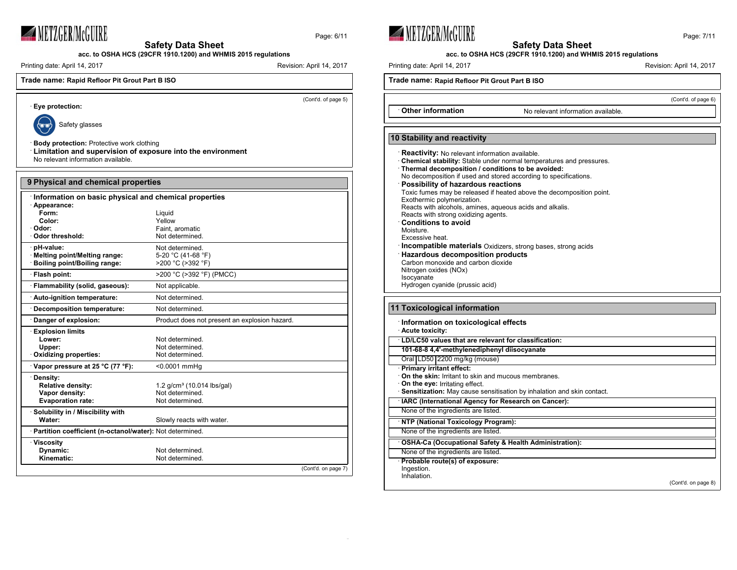Trade name: **Rapid Refloor Pit Grout Part B ISO**

(Cont'd. of page 5)

· **Eye protection:**

Safety glasses

· **Body protection:** Protective work clothing

· **Limitation and supervision of exposure into the environment**
No relevant information available.

## 9 Physical and chemical properties

· **Information on basic physical and chemical properties**

| | |
|---|---|
| · **Appearance:** | |
| **Form:** | Liquid |
| **Color:** | Yellow |
| · **Odor:** | Faint, aromatic |
| · **Odor threshold:** | Not determined. |
| · **pH-value:** | Not determined. |
| · **Melting point/Melting range:** | 5-20 °C (41-68 °F) |
| · **Boiling point/Boiling range:** | >200 °C (>392 °F) |
| · **Flash point:** | >200 °C (>392 °F) (PMCC) |
| · **Flammability (solid, gaseous):** | Not applicable. |
| · **Auto-ignition temperature:** | Not determined. |
| · **Decomposition temperature:** | Not determined. |
| · **Danger of explosion:** | Product does not present an explosion hazard. |
| · **Explosion limits** | |
| **Lower:** | Not determined. |
| **Upper:** | Not determined. |
| · **Oxidizing properties:** | Not determined. |
| · **Vapor pressure at 25 °C (77 °F):** | <0.0001 mmHg |
| · **Density:** | |
| **Relative density:** | 1.2 g/cm³ (10.014 lbs/gal) |
| **Vapor density:** | Not determined. |
| **Evaporation rate:** | Not determined. |
| · **Solubility in / Miscibility with** | |
| **Water:** | Slowly reacts with water. |
| · **Partition coefficient (n-octanol/water):** | Not determined. |
| · **Viscosity** | |
| **Dynamic:** | Not determined. |
| **Kinematic:** | Not determined. |

(Cont'd. on page 7)

(Cont'd. of page 6)

· **Other information** No relevant information available.

## 10 Stability and reactivity

· **Reactivity:** No relevant information available.

· **Chemical stability:** Stable under normal temperatures and pressures.

· **Thermal decomposition / conditions to be avoided:**
No decomposition if used and stored according to specifications.

· **Possibility of hazardous reactions**
Toxic fumes may be released if heated above the decomposition point.
Exothermic polymerization.
Reacts with alcohols, amines, aqueous acids and alkalis.
Reacts with strong oxidizing agents.

· **Conditions to avoid**
Moisture.
Excessive heat.

· **Incompatible materials** Oxidizers, strong bases, strong acids

· **Hazardous decomposition products**
Carbon monoxide and carbon dioxide
Nitrogen oxides (NOx)
Isocyanate
Hydrogen cyanide (prussic acid)

## 11 Toxicological information

· **Information on toxicological effects**

· **Acute toxicity:**

· **LD/LC50 values that are relevant for classification:**

| **101-68-8 4,4'-methylenediphenyl diisocyanate** | | |
|---|---|---|
| Oral | LD50 | 2200 mg/kg (mouse) |

· **Primary irritant effect:**

· **On the skin:** Irritant to skin and mucous membranes.

· **On the eye:** Irritating effect.

· **Sensitization:** May cause sensitisation by inhalation and skin contact.

· **IARC (International Agency for Research on Cancer):**
None of the ingredients are listed.

· **NTP (National Toxicology Program):**
None of the ingredients are listed.

· **OSHA-Ca (Occupational Safety & Health Administration):**
None of the ingredients are listed.

· **Probable route(s) of exposure:**
Ingestion.
Inhalation.

(Cont'd. on page 8)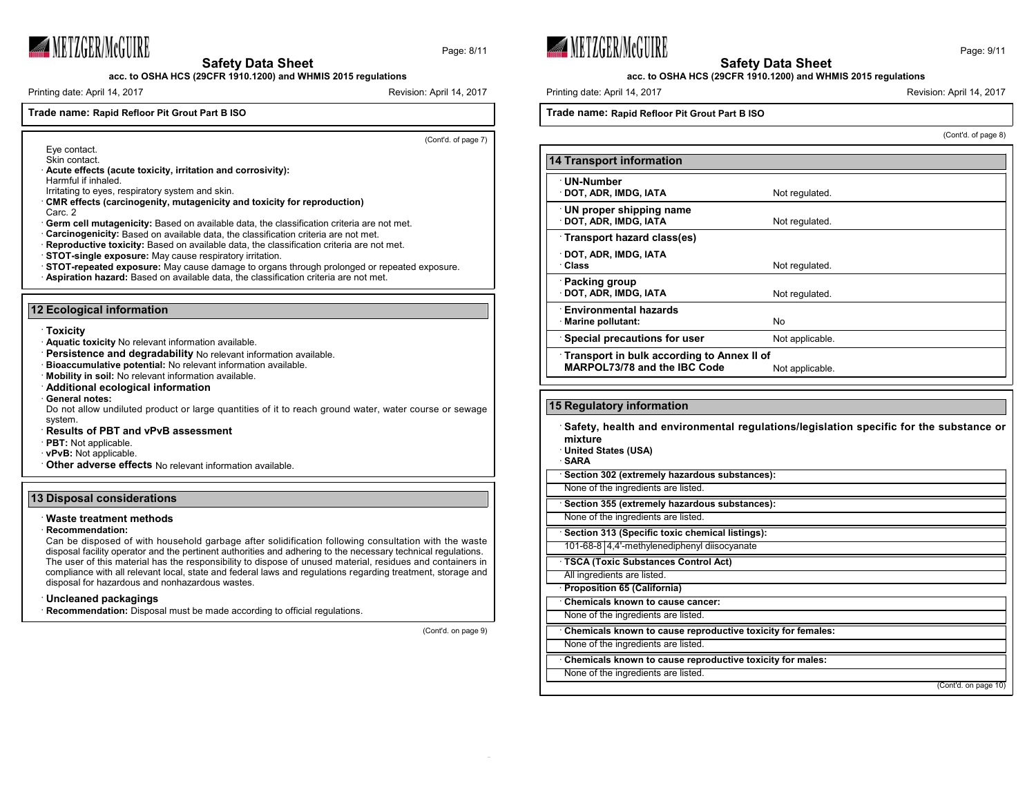**Trade name: Rapid Refloor Pit Grout Part B ISO**

(Cont'd. of page 7)

Eye contact.
Skin contact.

· **Acute effects (acute toxicity, irritation and corrosivity):**
Harmful if inhaled.
Irritating to eyes, respiratory system and skin.
· **CMR effects (carcinogenity, mutagenicity and toxicity for reproduction)**
Carc. 2
· **Germ cell mutagenicity:** Based on available data, the classification criteria are not met.
· **Carcinogenicity:** Based on available data, the classification criteria are not met.
· **Reproductive toxicity:** Based on available data, the classification criteria are not met.
· **STOT-single exposure:** May cause respiratory irritation.
· **STOT-repeated exposure:** May cause damage to organs through prolonged or repeated exposure.
· **Aspiration hazard:** Based on available data, the classification criteria are not met.

## 12 Ecological information

· **Toxicity**
· **Aquatic toxicity** No relevant information available.
· **Persistence and degradability** No relevant information available.
· **Bioaccumulative potential:** No relevant information available.
· **Mobility in soil:** No relevant information available.
· **Additional ecological information**
· **General notes:**
Do not allow undiluted product or large quantities of it to reach ground water, water course or sewage system.
· **Results of PBT and vPvB assessment**
· **PBT:** Not applicable.
· **vPvB:** Not applicable.
· **Other adverse effects** No relevant information available.

## 13 Disposal considerations

· **Waste treatment methods**
· **Recommendation:**
Can be disposed of with household garbage after solidification following consultation with the waste disposal facility operator and the pertinent authorities and adhering to the necessary technical regulations.
The user of this material has the responsibility to dispose of unused material, residues and containers in compliance with all relevant local, state and federal laws and regulations regarding treatment, storage and disposal for hazardous and nonhazardous wastes.

· **Uncleaned packagings**
· **Recommendation:** Disposal must be made according to official regulations.

(Cont'd. on page 9)

**Trade name: Rapid Refloor Pit Grout Part B ISO**

(Cont'd. of page 8)

## 14 Transport information

| | |
|---|---|
| · **UN-Number**<br>· **DOT, ADR, IMDG, IATA** | Not regulated. |
| · **UN proper shipping name**<br>· **DOT, ADR, IMDG, IATA** | Not regulated. |
| · **Transport hazard class(es)**<br>· **DOT, ADR, IMDG, IATA**<br>· **Class** | Not regulated. |
| · **Packing group**<br>· **DOT, ADR, IMDG, IATA** | Not regulated. |
| · **Environmental hazards**<br>· **Marine pollutant:** | No |
| · **Special precautions for user** | Not applicable. |
| · **Transport in bulk according to Annex II of MARPOL73/78 and the IBC Code** | Not applicable. |

## 15 Regulatory information

· **Safety, health and environmental regulations/legislation specific for the substance or mixture**
· **United States (USA)**
· **SARA**

· **Section 302 (extremely hazardous substances):**
None of the ingredients are listed.

· **Section 355 (extremely hazardous substances):**
None of the ingredients are listed.

· **Section 313 (Specific toxic chemical listings):**

| | |
|---|---|
| 101-68-8 | 4,4'-methylenediphenyl diisocyanate |

· **TSCA (Toxic Substances Control Act)**
All ingredients are listed.

· **Proposition 65 (California)**

· **Chemicals known to cause cancer:**
None of the ingredients are listed.

· **Chemicals known to cause reproductive toxicity for females:**
None of the ingredients are listed.

· **Chemicals known to cause reproductive toxicity for males:**
None of the ingredients are listed.

(Cont'd. on page 10)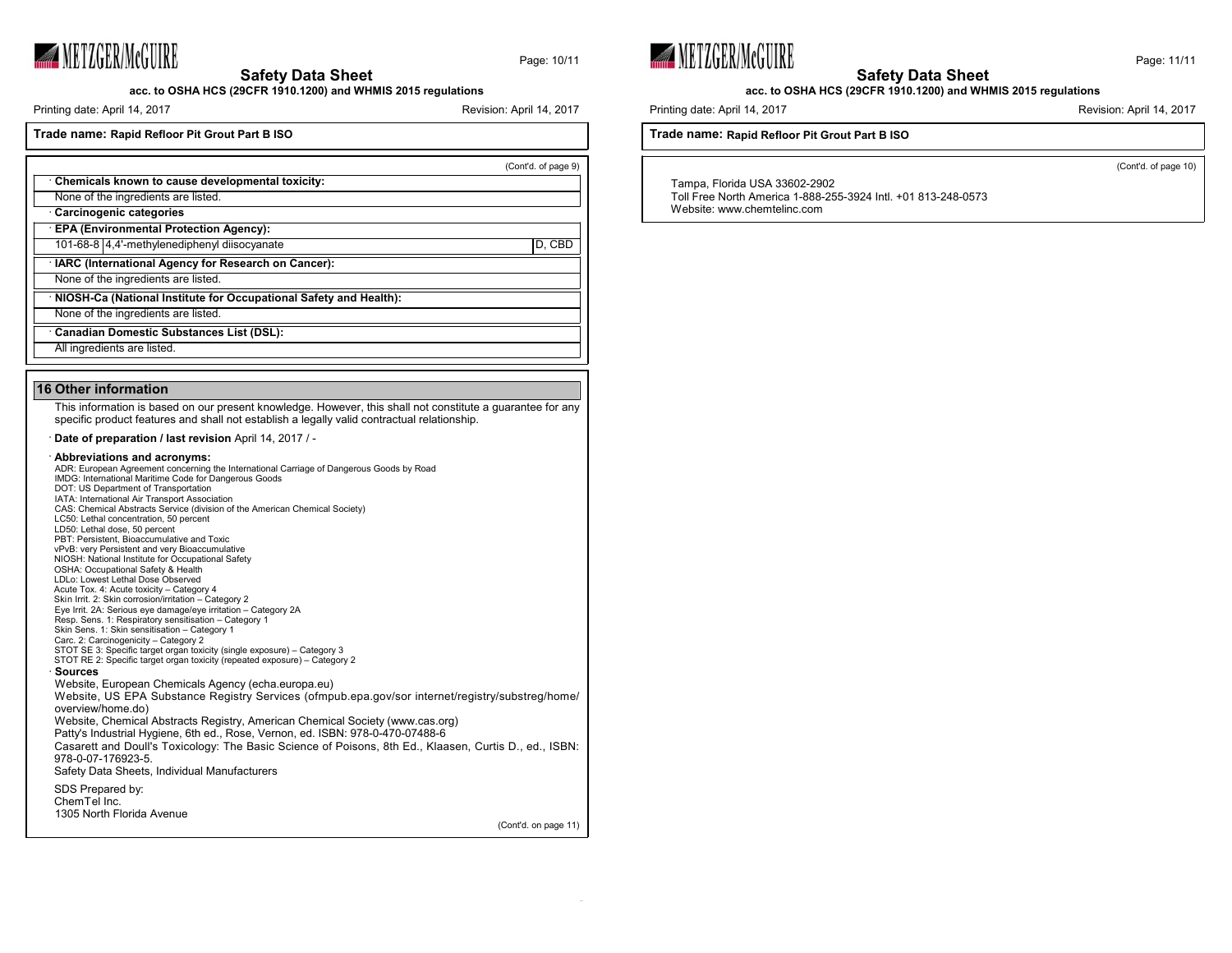(Cont'd. of page 9)

· **Chemicals known to cause developmental toxicity:**

None of the ingredients are listed.

· **Carcinogenic categories**

· **EPA (Environmental Protection Agency):**

| | | |
|---|---|---|
| 101-68-8 | 4,4'-methylenediphenyl diisocyanate | D, CBD |

· **IARC (International Agency for Research on Cancer):**

None of the ingredients are listed.

· **NIOSH-Ca (National Institute for Occupational Safety and Health):**

None of the ingredients are listed.

· **Canadian Domestic Substances List (DSL):**

All ingredients are listed.

## 16 Other information

This information is based on our present knowledge. However, this shall not constitute a guarantee for any specific product features and shall not establish a legally valid contractual relationship.

· **Date of preparation / last revision** April 14, 2017 / -

· **Abbreviations and acronyms:**

ADR: European Agreement concerning the International Carriage of Dangerous Goods by Road
IMDG: International Maritime Code for Dangerous Goods
DOT: US Department of Transportation
IATA: International Air Transport Association
CAS: Chemical Abstracts Service (division of the American Chemical Society)
LC50: Lethal concentration, 50 percent
LD50: Lethal dose, 50 percent
PBT: Persistent, Bioaccumulative and Toxic
vPvB: very Persistent and very Bioaccumulative
NIOSH: National Institute for Occupational Safety
OSHA: Occupational Safety & Health
LDLo: Lowest Lethal Dose Observed
Acute Tox. 4: Acute toxicity – Category 4
Skin Irrit. 2: Skin corrosion/irritation – Category 2
Eye Irrit. 2A: Serious eye damage/eye irritation – Category 2A
Resp. Sens. 1: Respiratory sensitisation – Category 1
Skin Sens. 1: Skin sensitisation – Category 1
Carc. 2: Carcinogenicity – Category 2
STOT SE 3: Specific target organ toxicity (single exposure) – Category 3
STOT RE 2: Specific target organ toxicity (repeated exposure) – Category 2

· **Sources**

Website, European Chemicals Agency (echa.europa.eu)
Website, US EPA Substance Registry Services (ofmpub.epa.gov/sor internet/registry/substreg/home/overview/home.do)
Website, Chemical Abstracts Registry, American Chemical Society (www.cas.org)
Patty's Industrial Hygiene, 6th ed., Rose, Vernon, ed. ISBN: 978-0-470-07488-6
Casarett and Doull's Toxicology: The Basic Science of Poisons, 8th Ed., Klaasen, Curtis D., ed., ISBN: 978-0-07-176923-5.
Safety Data Sheets, Individual Manufacturers

SDS Prepared by:
ChemTel Inc.
1305 North Florida Avenue
Tampa, Florida USA 33602-2902
Toll Free North America 1-888-255-3924 Intl. +01 813-248-0573
Website: www.chemtelinc.com